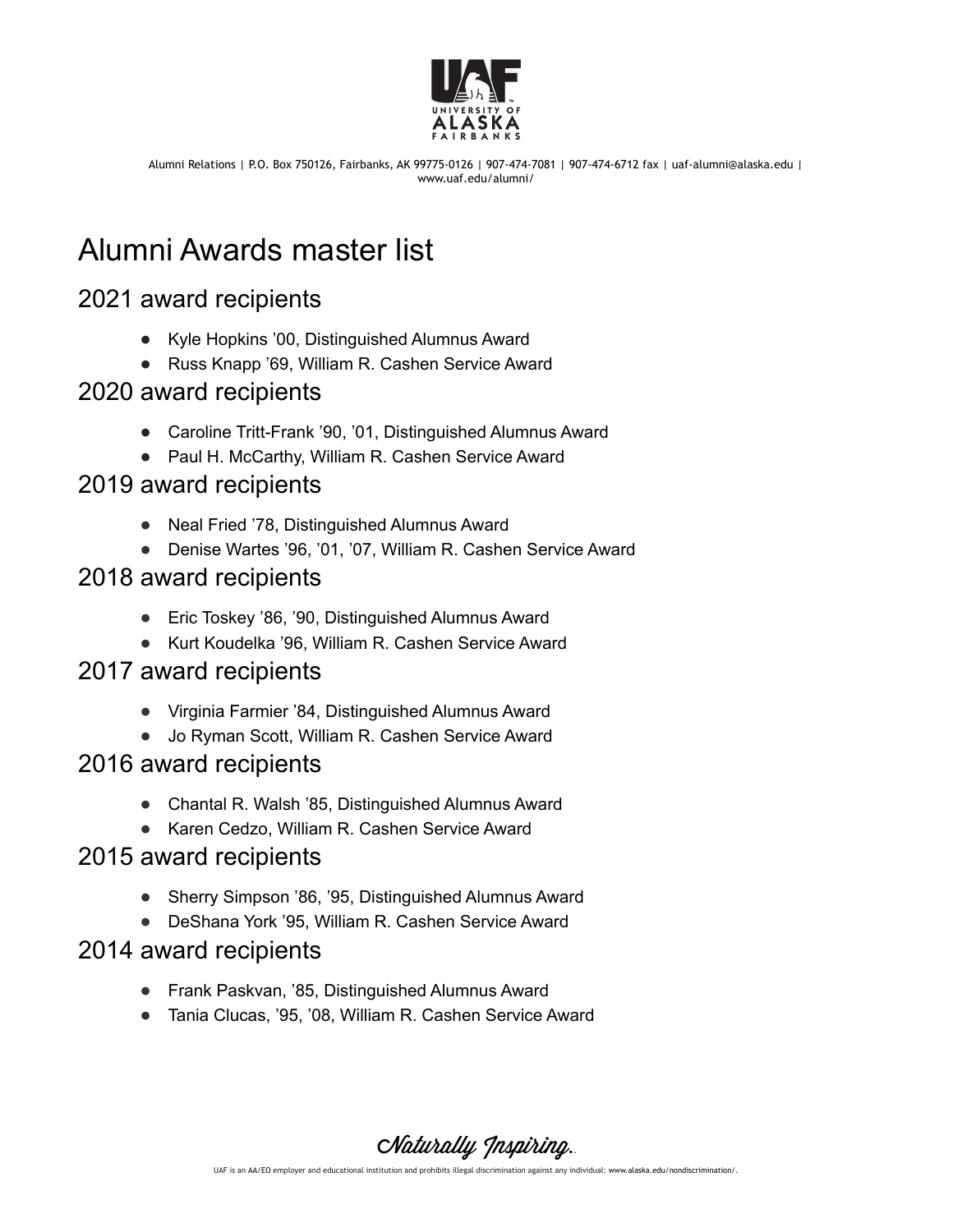UAF University of Alaska Fairbanks

Alumni Relations | P.O. Box 750126, Fairbanks, AK 99775-0126 | 907-474-7081 | 907-474-6712 fax | uaf-alumni@alaska.edu | www.uaf.edu/alumni/

# Alumni Awards master list

## 2021 award recipients

- Kyle Hopkins ’00, Distinguished Alumnus Award
- Russ Knapp ’69, William R. Cashen Service Award

## 2020 award recipients

- Caroline Tritt-Frank ’90, ’01, Distinguished Alumnus Award
- Paul H. McCarthy, William R. Cashen Service Award

## 2019 award recipients

- Neal Fried ’78, Distinguished Alumnus Award
- Denise Wartes ’96, ’01, ’07, William R. Cashen Service Award

## 2018 award recipients

- Eric Toskey ’86, ’90, Distinguished Alumnus Award
- Kurt Koudelka ’96, William R. Cashen Service Award

## 2017 award recipients

- Virginia Farmier ’84, Distinguished Alumnus Award
- Jo Ryman Scott, William R. Cashen Service Award

## 2016 award recipients

- Chantal R. Walsh ’85, Distinguished Alumnus Award
- Karen Cedzo, William R. Cashen Service Award

## 2015 award recipients

- Sherry Simpson ’86, ’95, Distinguished Alumnus Award
- DeShana York ’95, William R. Cashen Service Award

## 2014 award recipients

- Frank Paskvan, ’85, Distinguished Alumnus Award
- Tania Clucas, ’95, ’08, William R. Cashen Service Award

Naturally Inspiring.

UAF is an AA/EO employer and educational institution and prohibits illegal discrimination against any individual: www.alaska.edu/nondiscrimination/.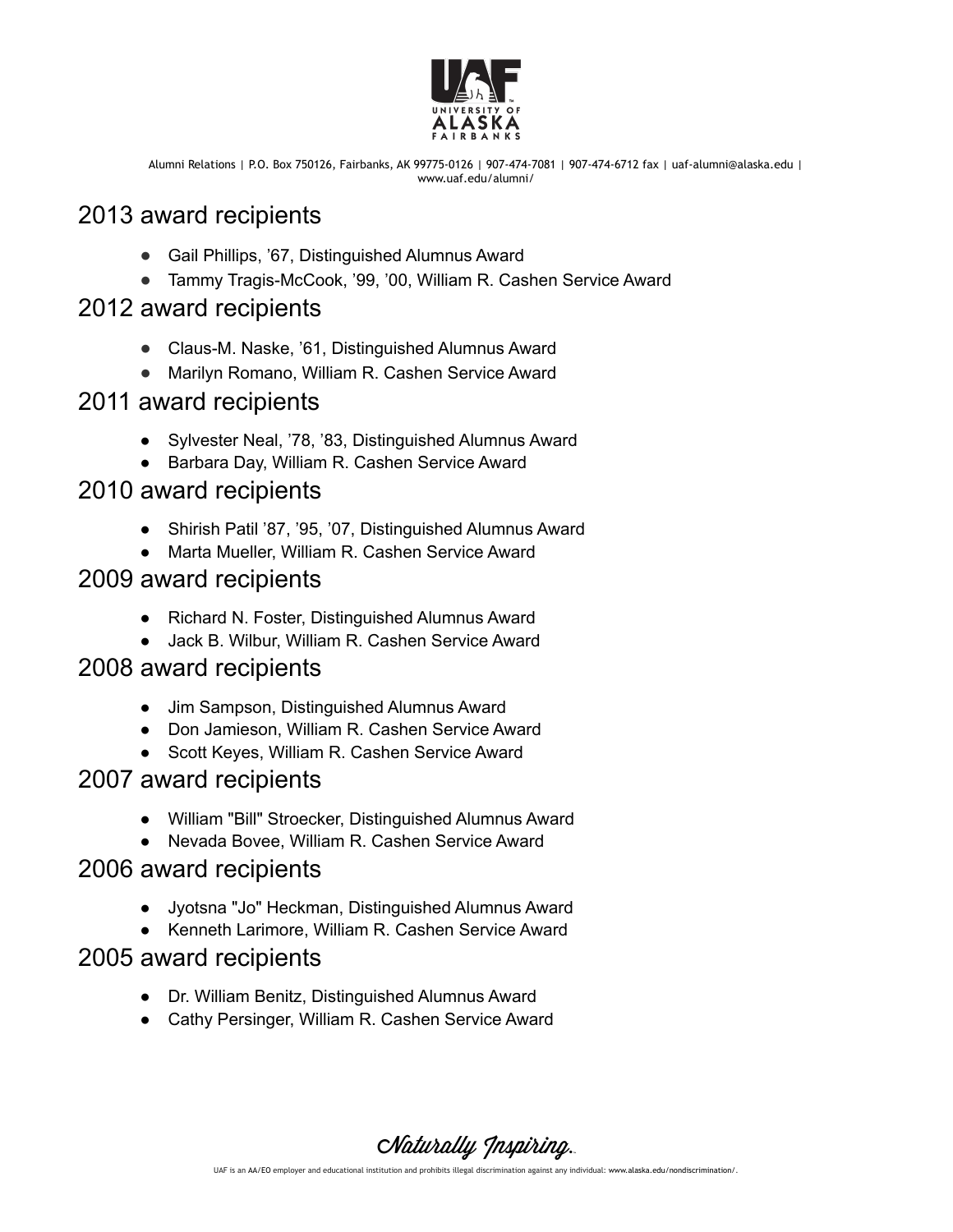## 2013 award recipients

- Gail Phillips, ’67, Distinguished Alumnus Award
- Tammy Tragis-McCook, ’99, ’00, William R. Cashen Service Award

## 2012 award recipients

- Claus-M. Naske, ’61, Distinguished Alumnus Award
- Marilyn Romano, William R. Cashen Service Award

## 2011 award recipients

- Sylvester Neal, ’78, ’83, Distinguished Alumnus Award
- Barbara Day, William R. Cashen Service Award

## 2010 award recipients

- Shirish Patil ’87, ’95, ’07, Distinguished Alumnus Award
- Marta Mueller, William R. Cashen Service Award

## 2009 award recipients

- Richard N. Foster, Distinguished Alumnus Award
- Jack B. Wilbur, William R. Cashen Service Award

## 2008 award recipients

- Jim Sampson, Distinguished Alumnus Award
- Don Jamieson, William R. Cashen Service Award
- Scott Keyes, William R. Cashen Service Award

## 2007 award recipients

- William "Bill" Stroecker, Distinguished Alumnus Award
- Nevada Bovee, William R. Cashen Service Award

## 2006 award recipients

- Jyotsna "Jo" Heckman, Distinguished Alumnus Award
- Kenneth Larimore, William R. Cashen Service Award

## 2005 award recipients

- Dr. William Benitz, Distinguished Alumnus Award
- Cathy Persinger, William R. Cashen Service Award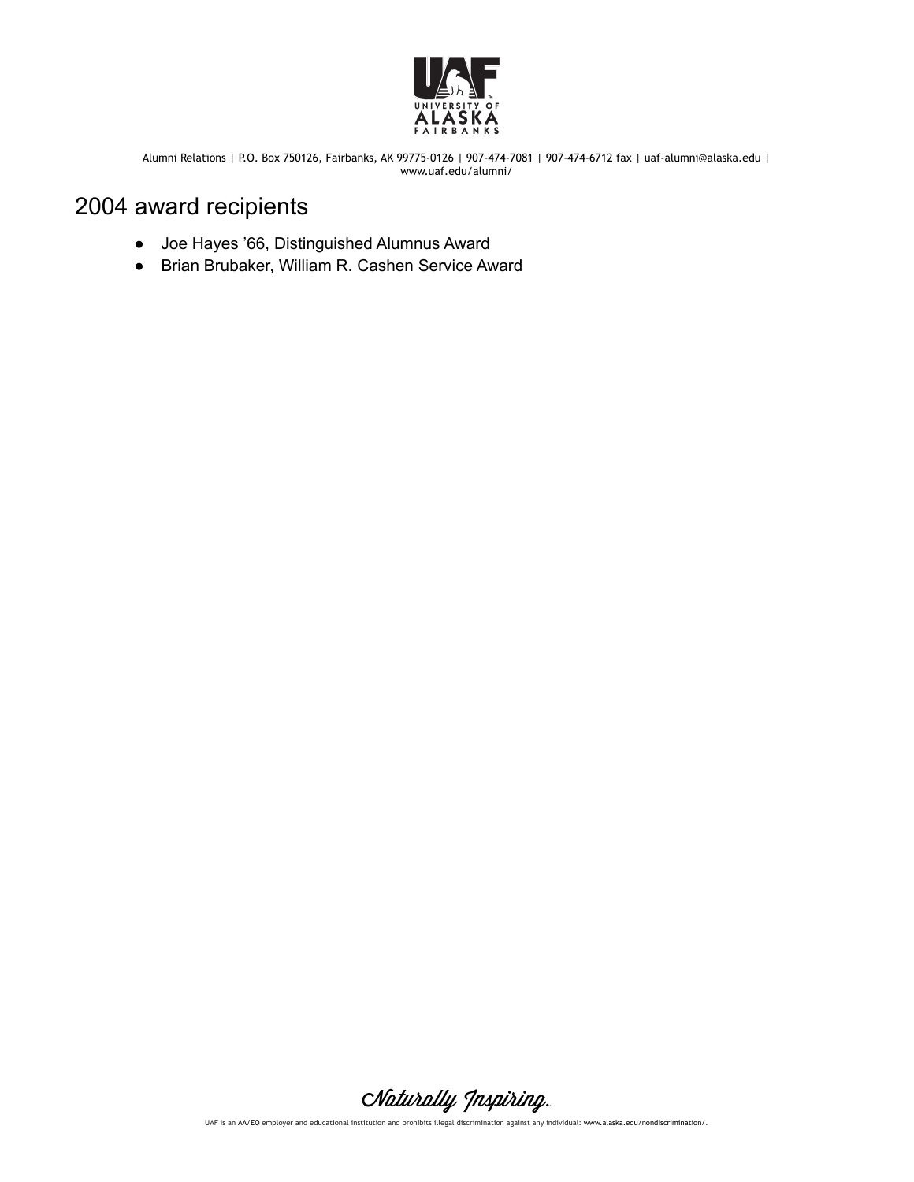## 2004 award recipients

- Joe Hayes ’66, Distinguished Alumnus Award
- Brian Brubaker, William R. Cashen Service Award